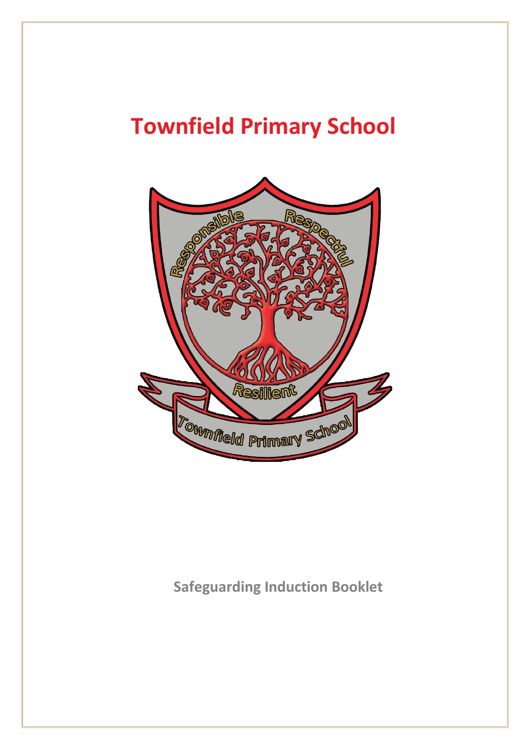# Townfield Primary School

**Safeguarding Induction Booklet**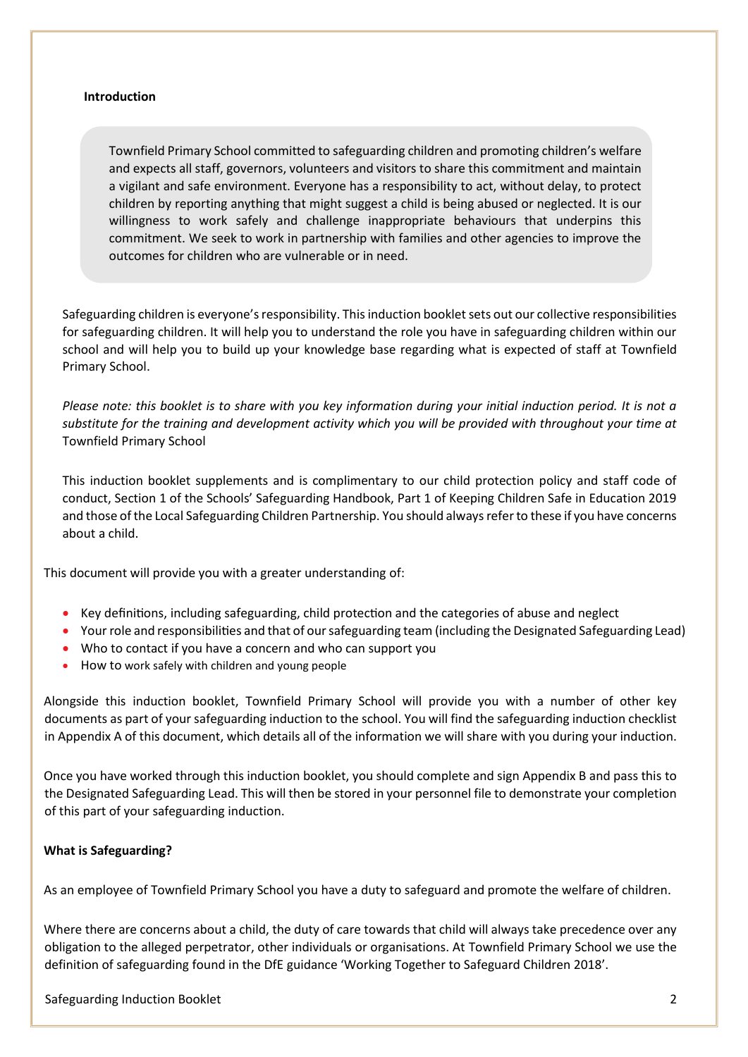## Introduction

> Townfield Primary School committed to safeguarding children and promoting children's welfare and expects all staff, governors, volunteers and visitors to share this commitment and maintain a vigilant and safe environment. Everyone has a responsibility to act, without delay, to protect children by reporting anything that might suggest a child is being abused or neglected. It is our willingness to work safely and challenge inappropriate behaviours that underpins this commitment. We seek to work in partnership with families and other agencies to improve the outcomes for children who are vulnerable or in need.

Safeguarding children is everyone's responsibility. This induction booklet sets out our collective responsibilities for safeguarding children. It will help you to understand the role you have in safeguarding children within our school and will help you to build up your knowledge base regarding what is expected of staff at Townfield Primary School.

*Please note: this booklet is to share with you key information during your initial induction period. It is not a substitute for the training and development activity which you will be provided with throughout your time at* Townfield Primary School

This induction booklet supplements and is complimentary to our child protection policy and staff code of conduct, Section 1 of the Schools' Safeguarding Handbook, Part 1 of Keeping Children Safe in Education 2019 and those of the Local Safeguarding Children Partnership. You should always refer to these if you have concerns about a child.

This document will provide you with a greater understanding of:

- Key definitions, including safeguarding, child protection and the categories of abuse and neglect
- Your role and responsibilities and that of our safeguarding team (including the Designated Safeguarding Lead)
- Who to contact if you have a concern and who can support you
- How to work safely with children and young people

Alongside this induction booklet, Townfield Primary School will provide you with a number of other key documents as part of your safeguarding induction to the school. You will find the safeguarding induction checklist in Appendix A of this document, which details all of the information we will share with you during your induction.

Once you have worked through this induction booklet, you should complete and sign Appendix B and pass this to the Designated Safeguarding Lead. This will then be stored in your personnel file to demonstrate your completion of this part of your safeguarding induction.

## What is Safeguarding?

As an employee of Townfield Primary School you have a duty to safeguard and promote the welfare of children.

Where there are concerns about a child, the duty of care towards that child will always take precedence over any obligation to the alleged perpetrator, other individuals or organisations. At Townfield Primary School we use the definition of safeguarding found in the DfE guidance 'Working Together to Safeguard Children 2018'.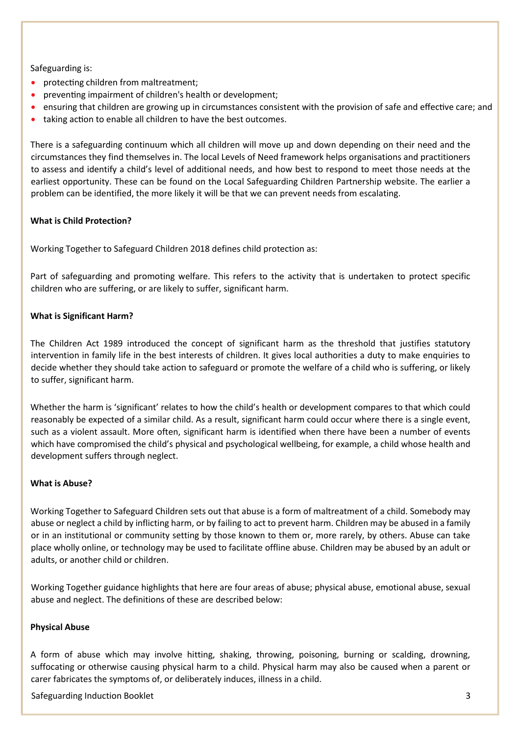Safeguarding is:

- protecting children from maltreatment;
- preventing impairment of children's health or development;
- ensuring that children are growing up in circumstances consistent with the provision of safe and effective care; and
- taking action to enable all children to have the best outcomes.

There is a safeguarding continuum which all children will move up and down depending on their need and the circumstances they find themselves in. The local Levels of Need framework helps organisations and practitioners to assess and identify a child's level of additional needs, and how best to respond to meet those needs at the earliest opportunity. These can be found on the Local Safeguarding Children Partnership website. The earlier a problem can be identified, the more likely it will be that we can prevent needs from escalating.

**What is Child Protection?**

Working Together to Safeguard Children 2018 defines child protection as:

Part of safeguarding and promoting welfare. This refers to the activity that is undertaken to protect specific children who are suffering, or are likely to suffer, significant harm.

**What is Significant Harm?**

The Children Act 1989 introduced the concept of significant harm as the threshold that justifies statutory intervention in family life in the best interests of children. It gives local authorities a duty to make enquiries to decide whether they should take action to safeguard or promote the welfare of a child who is suffering, or likely to suffer, significant harm.

Whether the harm is 'significant' relates to how the child's health or development compares to that which could reasonably be expected of a similar child. As a result, significant harm could occur where there is a single event, such as a violent assault. More often, significant harm is identified when there have been a number of events which have compromised the child's physical and psychological wellbeing, for example, a child whose health and development suffers through neglect.

**What is Abuse?**

Working Together to Safeguard Children sets out that abuse is a form of maltreatment of a child. Somebody may abuse or neglect a child by inflicting harm, or by failing to act to prevent harm. Children may be abused in a family or in an institutional or community setting by those known to them or, more rarely, by others. Abuse can take place wholly online, or technology may be used to facilitate offline abuse. Children may be abused by an adult or adults, or another child or children.

Working Together guidance highlights that here are four areas of abuse; physical abuse, emotional abuse, sexual abuse and neglect. The definitions of these are described below:

**Physical Abuse**

A form of abuse which may involve hitting, shaking, throwing, poisoning, burning or scalding, drowning, suffocating or otherwise causing physical harm to a child. Physical harm may also be caused when a parent or carer fabricates the symptoms of, or deliberately induces, illness in a child.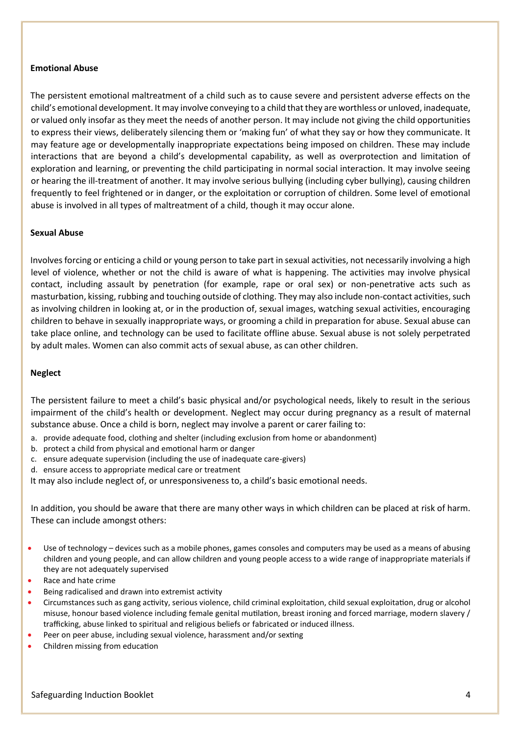**Emotional Abuse**

The persistent emotional maltreatment of a child such as to cause severe and persistent adverse effects on the child's emotional development. It may involve conveying to a child that they are worthless or unloved, inadequate, or valued only insofar as they meet the needs of another person. It may include not giving the child opportunities to express their views, deliberately silencing them or 'making fun' of what they say or how they communicate. It may feature age or developmentally inappropriate expectations being imposed on children. These may include interactions that are beyond a child's developmental capability, as well as overprotection and limitation of exploration and learning, or preventing the child participating in normal social interaction. It may involve seeing or hearing the ill-treatment of another. It may involve serious bullying (including cyber bullying), causing children frequently to feel frightened or in danger, or the exploitation or corruption of children. Some level of emotional abuse is involved in all types of maltreatment of a child, though it may occur alone.

**Sexual Abuse**

Involves forcing or enticing a child or young person to take part in sexual activities, not necessarily involving a high level of violence, whether or not the child is aware of what is happening. The activities may involve physical contact, including assault by penetration (for example, rape or oral sex) or non-penetrative acts such as masturbation, kissing, rubbing and touching outside of clothing. They may also include non-contact activities, such as involving children in looking at, or in the production of, sexual images, watching sexual activities, encouraging children to behave in sexually inappropriate ways, or grooming a child in preparation for abuse. Sexual abuse can take place online, and technology can be used to facilitate offline abuse. Sexual abuse is not solely perpetrated by adult males. Women can also commit acts of sexual abuse, as can other children.

**Neglect**

The persistent failure to meet a child's basic physical and/or psychological needs, likely to result in the serious impairment of the child's health or development. Neglect may occur during pregnancy as a result of maternal substance abuse. Once a child is born, neglect may involve a parent or carer failing to:

a. provide adequate food, clothing and shelter (including exclusion from home or abandonment)
b. protect a child from physical and emotional harm or danger
c. ensure adequate supervision (including the use of inadequate care-givers)
d. ensure access to appropriate medical care or treatment

It may also include neglect of, or unresponsiveness to, a child's basic emotional needs.

In addition, you should be aware that there are many other ways in which children can be placed at risk of harm. These can include amongst others:

- Use of technology – devices such as a mobile phones, games consoles and computers may be used as a means of abusing children and young people, and can allow children and young people access to a wide range of inappropriate materials if they are not adequately supervised
- Race and hate crime
- Being radicalised and drawn into extremist activity
- Circumstances such as gang activity, serious violence, child criminal exploitation, child sexual exploitation, drug or alcohol misuse, honour based violence including female genital mutilation, breast ironing and forced marriage, modern slavery / trafficking, abuse linked to spiritual and religious beliefs or fabricated or induced illness.
- Peer on peer abuse, including sexual violence, harassment and/or sexting
- Children missing from education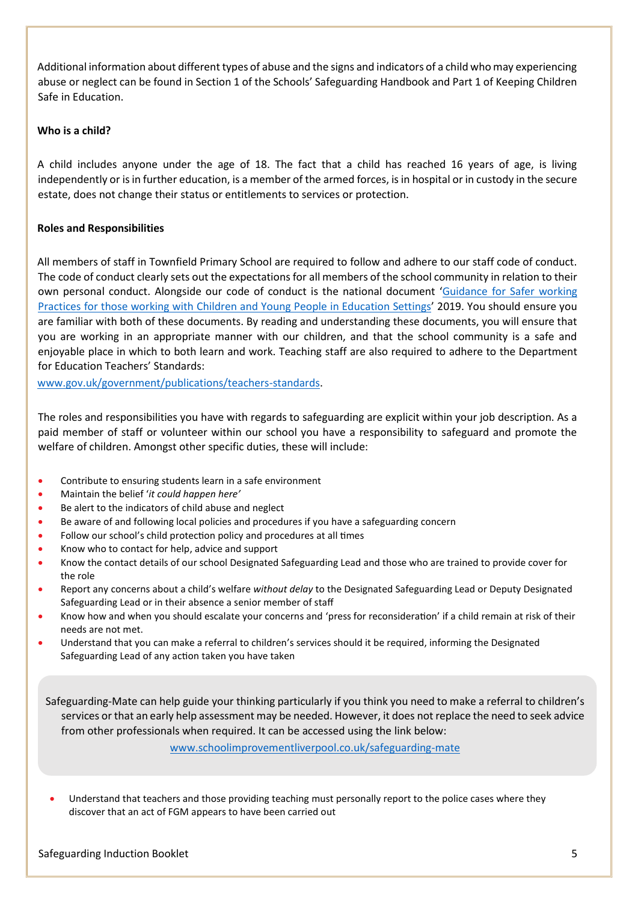Additional information about different types of abuse and the signs and indicators of a child who may experiencing abuse or neglect can be found in Section 1 of the Schools' Safeguarding Handbook and Part 1 of Keeping Children Safe in Education.

**Who is a child?**

A child includes anyone under the age of 18. The fact that a child has reached 16 years of age, is living independently or is in further education, is a member of the armed forces, is in hospital or in custody in the secure estate, does not change their status or entitlements to services or protection.

**Roles and Responsibilities**

All members of staff in Townfield Primary School are required to follow and adhere to our staff code of conduct. The code of conduct clearly sets out the expectations for all members of the school community in relation to their own personal conduct. Alongside our code of conduct is the national document '[Guidance for Safer working Practices for those working with Children and Young People in Education Settings]' 2019. You should ensure you are familiar with both of these documents. By reading and understanding these documents, you will ensure that you are working in an appropriate manner with our children, and that the school community is a safe and enjoyable place in which to both learn and work. Teaching staff are also required to adhere to the Department for Education Teachers' Standards:
www.gov.uk/government/publications/teachers-standards.

The roles and responsibilities you have with regards to safeguarding are explicit within your job description. As a paid member of staff or volunteer within our school you have a responsibility to safeguard and promote the welfare of children. Amongst other specific duties, these will include:

- Contribute to ensuring students learn in a safe environment
- Maintain the belief '*it could happen here'*
- Be alert to the indicators of child abuse and neglect
- Be aware of and following local policies and procedures if you have a safeguarding concern
- Follow our school's child protection policy and procedures at all times
- Know who to contact for help, advice and support
- Know the contact details of our school Designated Safeguarding Lead and those who are trained to provide cover for the role
- Report any concerns about a child's welfare *without delay* to the Designated Safeguarding Lead or Deputy Designated Safeguarding Lead or in their absence a senior member of staff
- Know how and when you should escalate your concerns and 'press for reconsideration' if a child remain at risk of their needs are not met.
- Understand that you can make a referral to children's services should it be required, informing the Designated Safeguarding Lead of any action taken you have taken

> Safeguarding-Mate can help guide your thinking particularly if you think you need to make a referral to children's services or that an early help assessment may be needed. However, it does not replace the need to seek advice from other professionals when required. It can be accessed using the link below:
>
> www.schoolimprovementliverpool.co.uk/safeguarding-mate

- Understand that teachers and those providing teaching must personally report to the police cases where they discover that an act of FGM appears to have been carried out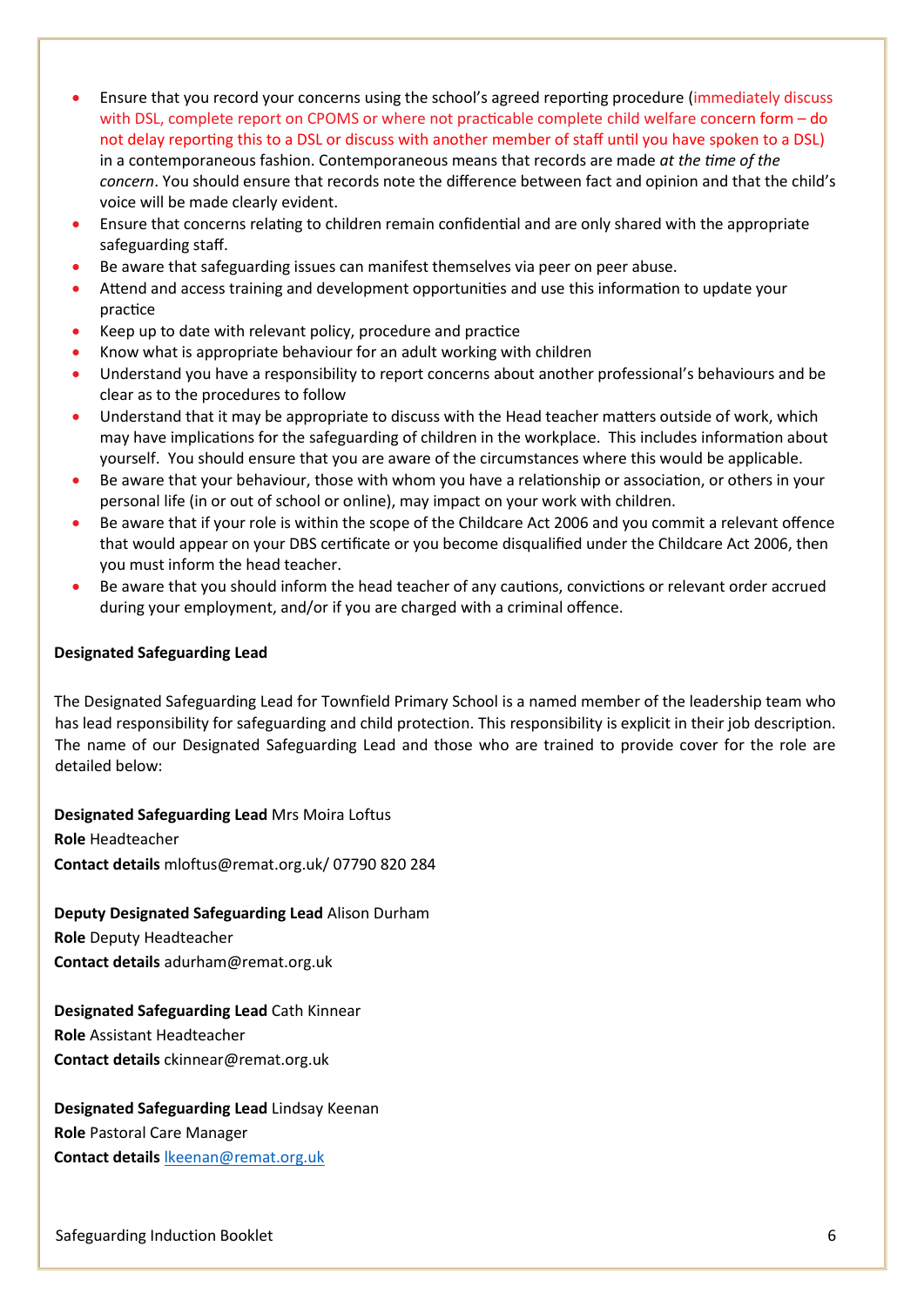- Ensure that you record your concerns using the school's agreed reporting procedure (immediately discuss with DSL, complete report on CPOMS or where not practicable complete child welfare concern form – do not delay reporting this to a DSL or discuss with another member of staff until you have spoken to a DSL) in a contemporaneous fashion. Contemporaneous means that records are made *at the time of the concern*. You should ensure that records note the difference between fact and opinion and that the child's voice will be made clearly evident.
- Ensure that concerns relating to children remain confidential and are only shared with the appropriate safeguarding staff.
- Be aware that safeguarding issues can manifest themselves via peer on peer abuse.
- Attend and access training and development opportunities and use this information to update your practice
- Keep up to date with relevant policy, procedure and practice
- Know what is appropriate behaviour for an adult working with children
- Understand you have a responsibility to report concerns about another professional's behaviours and be clear as to the procedures to follow
- Understand that it may be appropriate to discuss with the Head teacher matters outside of work, which may have implications for the safeguarding of children in the workplace. This includes information about yourself. You should ensure that you are aware of the circumstances where this would be applicable.
- Be aware that your behaviour, those with whom you have a relationship or association, or others in your personal life (in or out of school or online), may impact on your work with children.
- Be aware that if your role is within the scope of the Childcare Act 2006 and you commit a relevant offence that would appear on your DBS certificate or you become disqualified under the Childcare Act 2006, then you must inform the head teacher.
- Be aware that you should inform the head teacher of any cautions, convictions or relevant order accrued during your employment, and/or if you are charged with a criminal offence.

**Designated Safeguarding Lead**

The Designated Safeguarding Lead for Townfield Primary School is a named member of the leadership team who has lead responsibility for safeguarding and child protection. This responsibility is explicit in their job description. The name of our Designated Safeguarding Lead and those who are trained to provide cover for the role are detailed below:

**Designated Safeguarding Lead** Mrs Moira Loftus
**Role** Headteacher
**Contact details** mloftus@remat.org.uk/ 07790 820 284

**Deputy Designated Safeguarding Lead** Alison Durham
**Role** Deputy Headteacher
**Contact details** adurham@remat.org.uk

**Designated Safeguarding Lead** Cath Kinnear
**Role** Assistant Headteacher
**Contact details** ckinnear@remat.org.uk

**Designated Safeguarding Lead** Lindsay Keenan
**Role** Pastoral Care Manager
**Contact details** lkeenan@remat.org.uk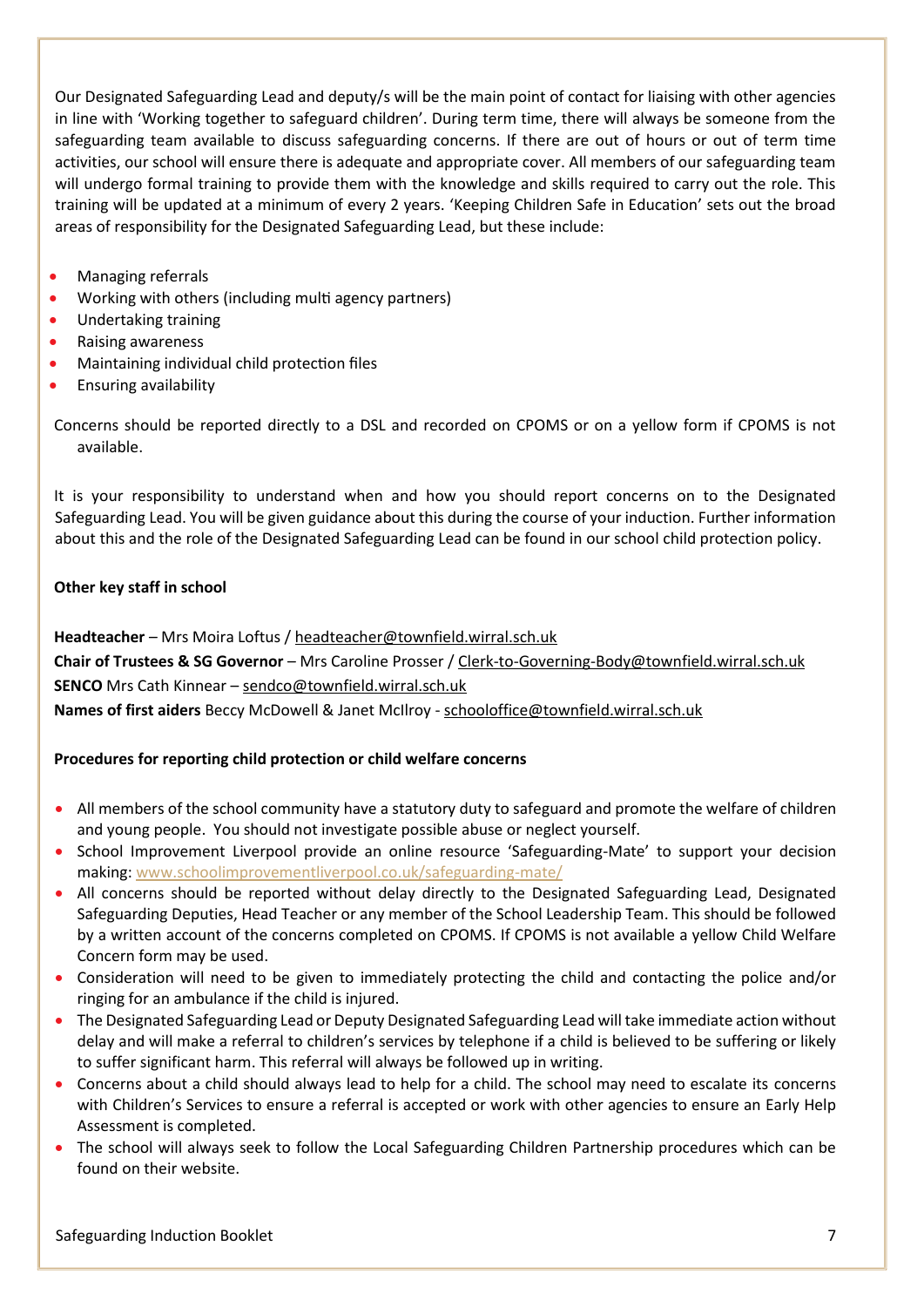Our Designated Safeguarding Lead and deputy/s will be the main point of contact for liaising with other agencies in line with 'Working together to safeguard children'. During term time, there will always be someone from the safeguarding team available to discuss safeguarding concerns. If there are out of hours or out of term time activities, our school will ensure there is adequate and appropriate cover. All members of our safeguarding team will undergo formal training to provide them with the knowledge and skills required to carry out the role. This training will be updated at a minimum of every 2 years. 'Keeping Children Safe in Education' sets out the broad areas of responsibility for the Designated Safeguarding Lead, but these include:

- Managing referrals
- Working with others (including multi agency partners)
- Undertaking training
- Raising awareness
- Maintaining individual child protection files
- Ensuring availability

Concerns should be reported directly to a DSL and recorded on CPOMS or on a yellow form if CPOMS is not available.

It is your responsibility to understand when and how you should report concerns on to the Designated Safeguarding Lead. You will be given guidance about this during the course of your induction. Further information about this and the role of the Designated Safeguarding Lead can be found in our school child protection policy.

**Other key staff in school**

**Headteacher** – Mrs Moira Loftus / headteacher@townfield.wirral.sch.uk
**Chair of Trustees & SG Governor** – Mrs Caroline Prosser / Clerk-to-Governing-Body@townfield.wirral.sch.uk
**SENCO** Mrs Cath Kinnear – sendco@townfield.wirral.sch.uk
**Names of first aiders** Beccy McDowell & Janet McIlroy - schooloffice@townfield.wirral.sch.uk

**Procedures for reporting child protection or child welfare concerns**

- All members of the school community have a statutory duty to safeguard and promote the welfare of children and young people. You should not investigate possible abuse or neglect yourself.
- School Improvement Liverpool provide an online resource 'Safeguarding-Mate' to support your decision making: www.schoolimprovementliverpool.co.uk/safeguarding-mate/
- All concerns should be reported without delay directly to the Designated Safeguarding Lead, Designated Safeguarding Deputies, Head Teacher or any member of the School Leadership Team. This should be followed by a written account of the concerns completed on CPOMS. If CPOMS is not available a yellow Child Welfare Concern form may be used.
- Consideration will need to be given to immediately protecting the child and contacting the police and/or ringing for an ambulance if the child is injured.
- The Designated Safeguarding Lead or Deputy Designated Safeguarding Lead will take immediate action without delay and will make a referral to children's services by telephone if a child is believed to be suffering or likely to suffer significant harm. This referral will always be followed up in writing.
- Concerns about a child should always lead to help for a child. The school may need to escalate its concerns with Children's Services to ensure a referral is accepted or work with other agencies to ensure an Early Help Assessment is completed.
- The school will always seek to follow the Local Safeguarding Children Partnership procedures which can be found on their website.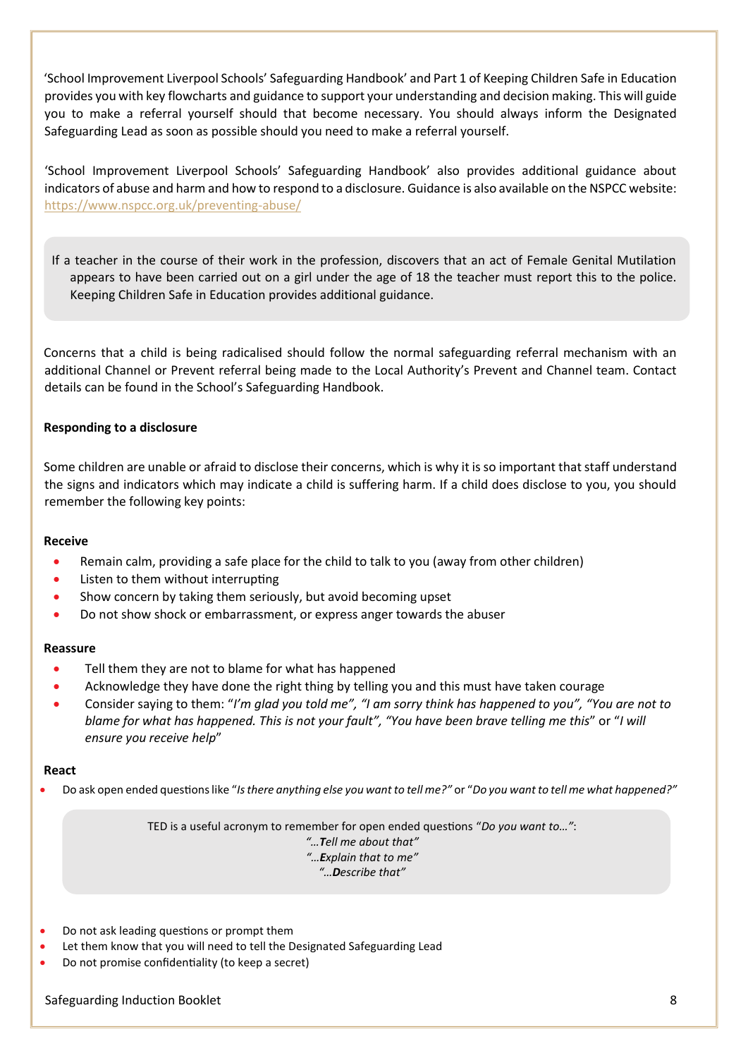'School Improvement Liverpool Schools' Safeguarding Handbook' and Part 1 of Keeping Children Safe in Education provides you with key flowcharts and guidance to support your understanding and decision making. This will guide you to make a referral yourself should that become necessary. You should always inform the Designated Safeguarding Lead as soon as possible should you need to make a referral yourself.

'School Improvement Liverpool Schools' Safeguarding Handbook' also provides additional guidance about indicators of abuse and harm and how to respond to a disclosure. Guidance is also available on the NSPCC website: https://www.nspcc.org.uk/preventing-abuse/

> If a teacher in the course of their work in the profession, discovers that an act of Female Genital Mutilation appears to have been carried out on a girl under the age of 18 the teacher must report this to the police. Keeping Children Safe in Education provides additional guidance.

Concerns that a child is being radicalised should follow the normal safeguarding referral mechanism with an additional Channel or Prevent referral being made to the Local Authority's Prevent and Channel team. Contact details can be found in the School's Safeguarding Handbook.

**Responding to a disclosure**

Some children are unable or afraid to disclose their concerns, which is why it is so important that staff understand the signs and indicators which may indicate a child is suffering harm. If a child does disclose to you, you should remember the following key points:

**Receive**

- Remain calm, providing a safe place for the child to talk to you (away from other children)
- Listen to them without interrupting
- Show concern by taking them seriously, but avoid becoming upset
- Do not show shock or embarrassment, or express anger towards the abuser

**Reassure**

- Tell them they are not to blame for what has happened
- Acknowledge they have done the right thing by telling you and this must have taken courage
- Consider saying to them: "*I'm glad you told me*", *"I am sorry think has happened to you", "You are not to blame for what has happened. This is not your fault", "You have been brave telling me this*" or "*I will ensure you receive help*"

**React**

- Do ask open ended questions like "*Is there anything else you want to tell me?*" or "*Do you want to tell me what happened?*"

> TED is a useful acronym to remember for open ended questions "*Do you want to…*":
> *"…**T**ell me about that"*
> *"…**E**xplain that to me"*
> *"…**D**escribe that"*

- Do not ask leading questions or prompt them
- Let them know that you will need to tell the Designated Safeguarding Lead
- Do not promise confidentiality (to keep a secret)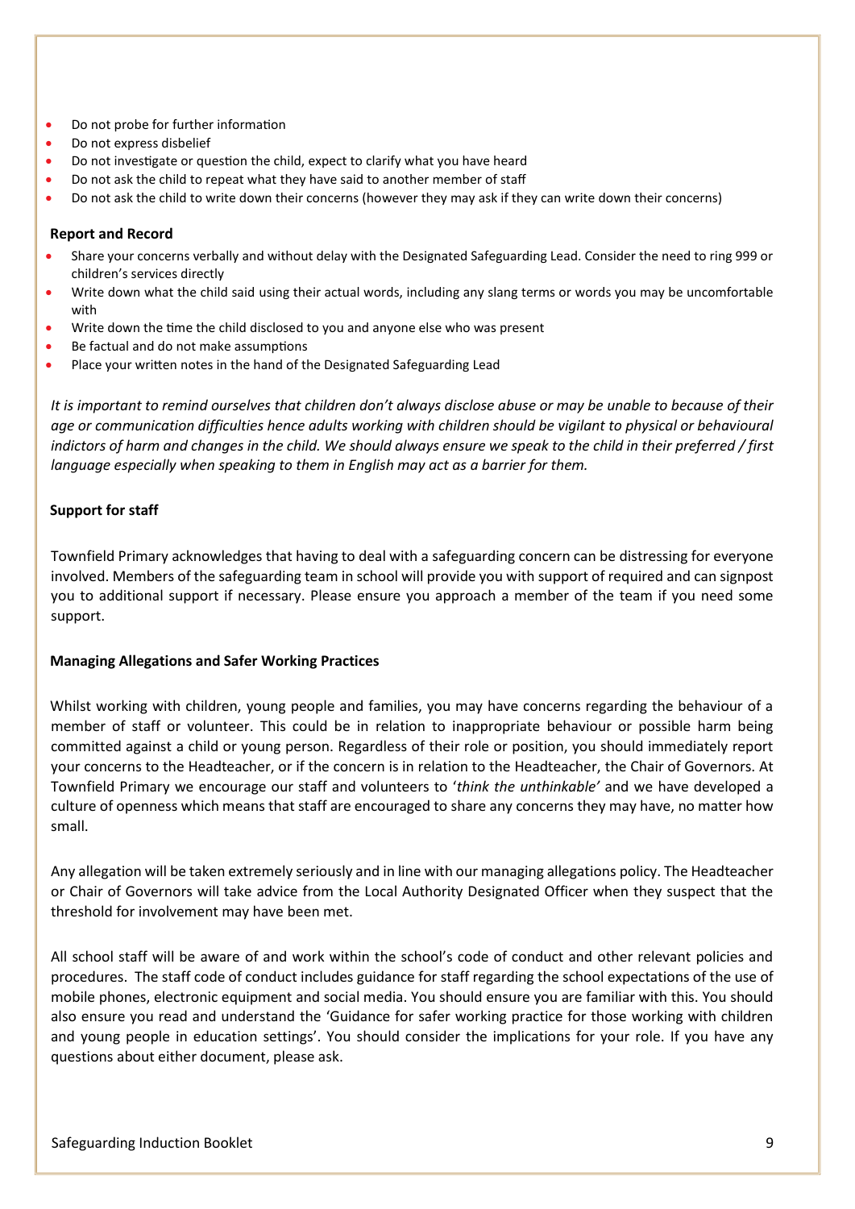- Do not probe for further information
- Do not express disbelief
- Do not investigate or question the child, expect to clarify what you have heard
- Do not ask the child to repeat what they have said to another member of staff
- Do not ask the child to write down their concerns (however they may ask if they can write down their concerns)

**Report and Record**

- Share your concerns verbally and without delay with the Designated Safeguarding Lead. Consider the need to ring 999 or children's services directly
- Write down what the child said using their actual words, including any slang terms or words you may be uncomfortable with
- Write down the time the child disclosed to you and anyone else who was present
- Be factual and do not make assumptions
- Place your written notes in the hand of the Designated Safeguarding Lead

*It is important to remind ourselves that children don't always disclose abuse or may be unable to because of their age or communication difficulties hence adults working with children should be vigilant to physical or behavioural indictors of harm and changes in the child. We should always ensure we speak to the child in their preferred / first language especially when speaking to them in English may act as a barrier for them.*

**Support for staff**

Townfield Primary acknowledges that having to deal with a safeguarding concern can be distressing for everyone involved. Members of the safeguarding team in school will provide you with support of required and can signpost you to additional support if necessary. Please ensure you approach a member of the team if you need some support.

**Managing Allegations and Safer Working Practices**

Whilst working with children, young people and families, you may have concerns regarding the behaviour of a member of staff or volunteer. This could be in relation to inappropriate behaviour or possible harm being committed against a child or young person. Regardless of their role or position, you should immediately report your concerns to the Headteacher, or if the concern is in relation to the Headteacher, the Chair of Governors. At Townfield Primary we encourage our staff and volunteers to '*think the unthinkable'* and we have developed a culture of openness which means that staff are encouraged to share any concerns they may have, no matter how small.

Any allegation will be taken extremely seriously and in line with our managing allegations policy. The Headteacher or Chair of Governors will take advice from the Local Authority Designated Officer when they suspect that the threshold for involvement may have been met.

All school staff will be aware of and work within the school's code of conduct and other relevant policies and procedures. The staff code of conduct includes guidance for staff regarding the school expectations of the use of mobile phones, electronic equipment and social media. You should ensure you are familiar with this. You should also ensure you read and understand the 'Guidance for safer working practice for those working with children and young people in education settings'. You should consider the implications for your role. If you have any questions about either document, please ask.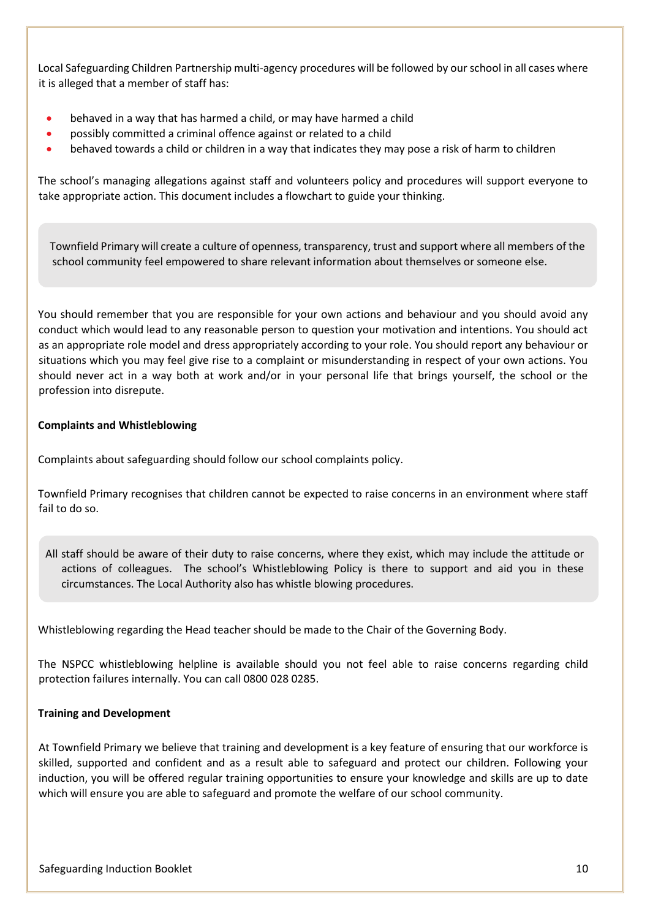Local Safeguarding Children Partnership multi-agency procedures will be followed by our school in all cases where it is alleged that a member of staff has:

- behaved in a way that has harmed a child, or may have harmed a child
- possibly committed a criminal offence against or related to a child
- behaved towards a child or children in a way that indicates they may pose a risk of harm to children

The school's managing allegations against staff and volunteers policy and procedures will support everyone to take appropriate action. This document includes a flowchart to guide your thinking.

> Townfield Primary will create a culture of openness, transparency, trust and support where all members of the school community feel empowered to share relevant information about themselves or someone else.

You should remember that you are responsible for your own actions and behaviour and you should avoid any conduct which would lead to any reasonable person to question your motivation and intentions. You should act as an appropriate role model and dress appropriately according to your role. You should report any behaviour or situations which you may feel give rise to a complaint or misunderstanding in respect of your own actions. You should never act in a way both at work and/or in your personal life that brings yourself, the school or the profession into disrepute.

**Complaints and Whistleblowing**

Complaints about safeguarding should follow our school complaints policy.

Townfield Primary recognises that children cannot be expected to raise concerns in an environment where staff fail to do so.

> All staff should be aware of their duty to raise concerns, where they exist, which may include the attitude or actions of colleagues. The school's Whistleblowing Policy is there to support and aid you in these circumstances. The Local Authority also has whistle blowing procedures.

Whistleblowing regarding the Head teacher should be made to the Chair of the Governing Body.

The NSPCC whistleblowing helpline is available should you not feel able to raise concerns regarding child protection failures internally. You can call 0800 028 0285.

**Training and Development**

At Townfield Primary we believe that training and development is a key feature of ensuring that our workforce is skilled, supported and confident and as a result able to safeguard and protect our children. Following your induction, you will be offered regular training opportunities to ensure your knowledge and skills are up to date which will ensure you are able to safeguard and promote the welfare of our school community.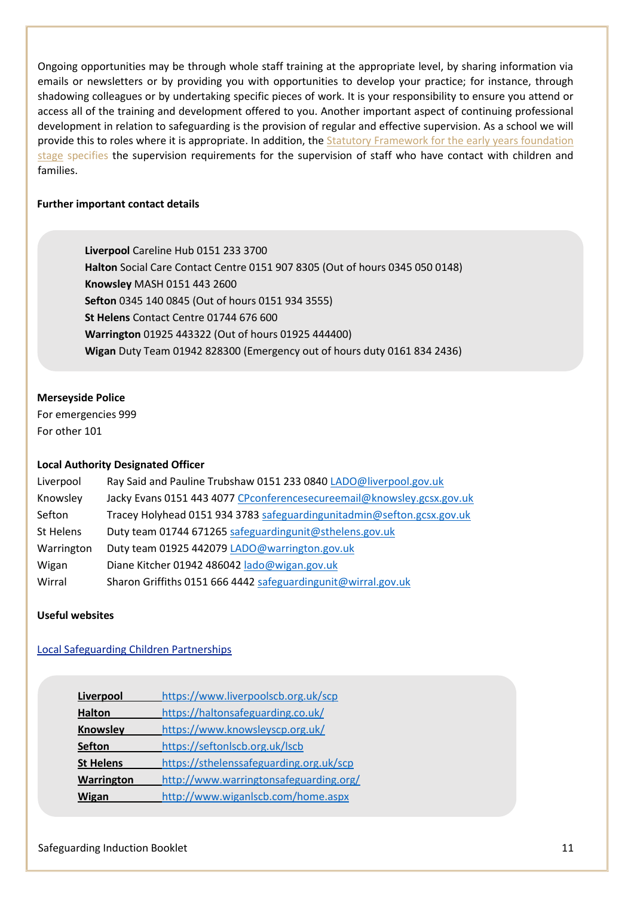Ongoing opportunities may be through whole staff training at the appropriate level, by sharing information via emails or newsletters or by providing you with opportunities to develop your practice; for instance, through shadowing colleagues or by undertaking specific pieces of work. It is your responsibility to ensure you attend or access all of the training and development offered to you. Another important aspect of continuing professional development in relation to safeguarding is the provision of regular and effective supervision. As a school we will provide this to roles where it is appropriate. In addition, the Statutory Framework for the early years foundation stage specifies the supervision requirements for the supervision of staff who have contact with children and families.

**Further important contact details**

**Liverpool** Careline Hub 0151 233 3700
**Halton** Social Care Contact Centre 0151 907 8305 (Out of hours 0345 050 0148)
**Knowsley** MASH 0151 443 2600
**Sefton** 0345 140 0845 (Out of hours 0151 934 3555)
**St Helens** Contact Centre 01744 676 600
**Warrington** 01925 443322 (Out of hours 01925 444400)
**Wigan** Duty Team 01942 828300 (Emergency out of hours duty 0161 834 2436)

**Merseyside Police**
For emergencies 999
For other 101

**Local Authority Designated Officer**

| | |
|---|---|
| Liverpool | Ray Said and Pauline Trubshaw 0151 233 0840 LADO@liverpool.gov.uk |
| Knowsley | Jacky Evans 0151 443 4077 CPconferencesecureemail@knowsley.gcsx.gov.uk |
| Sefton | Tracey Holyhead 0151 934 3783 safeguardingunitadmin@sefton.gcsx.gov.uk |
| St Helens | Duty team 01744 671265 safeguardingunit@sthelens.gov.uk |
| Warrington | Duty team 01925 442079 LADO@warrington.gov.uk |
| Wigan | Diane Kitcher 01942 486042 lado@wigan.gov.uk |
| Wirral | Sharon Griffiths 0151 666 4442 safeguardingunit@wirral.gov.uk |

**Useful websites**

Local Safeguarding Children Partnerships

| | |
|---|---|
| **Liverpool** | https://www.liverpoolscb.org.uk/scp |
| **Halton** | https://haltonsafeguarding.co.uk/ |
| **Knowsley** | https://www.knowsleyscp.org.uk/ |
| **Sefton** | https://seftonlscb.org.uk/lscb |
| **St Helens** | https://sthelenssafeguarding.org.uk/scp |
| **Warrington** | http://www.warringtonsafeguarding.org/ |
| **Wigan** | http://www.wiganlscb.com/home.aspx |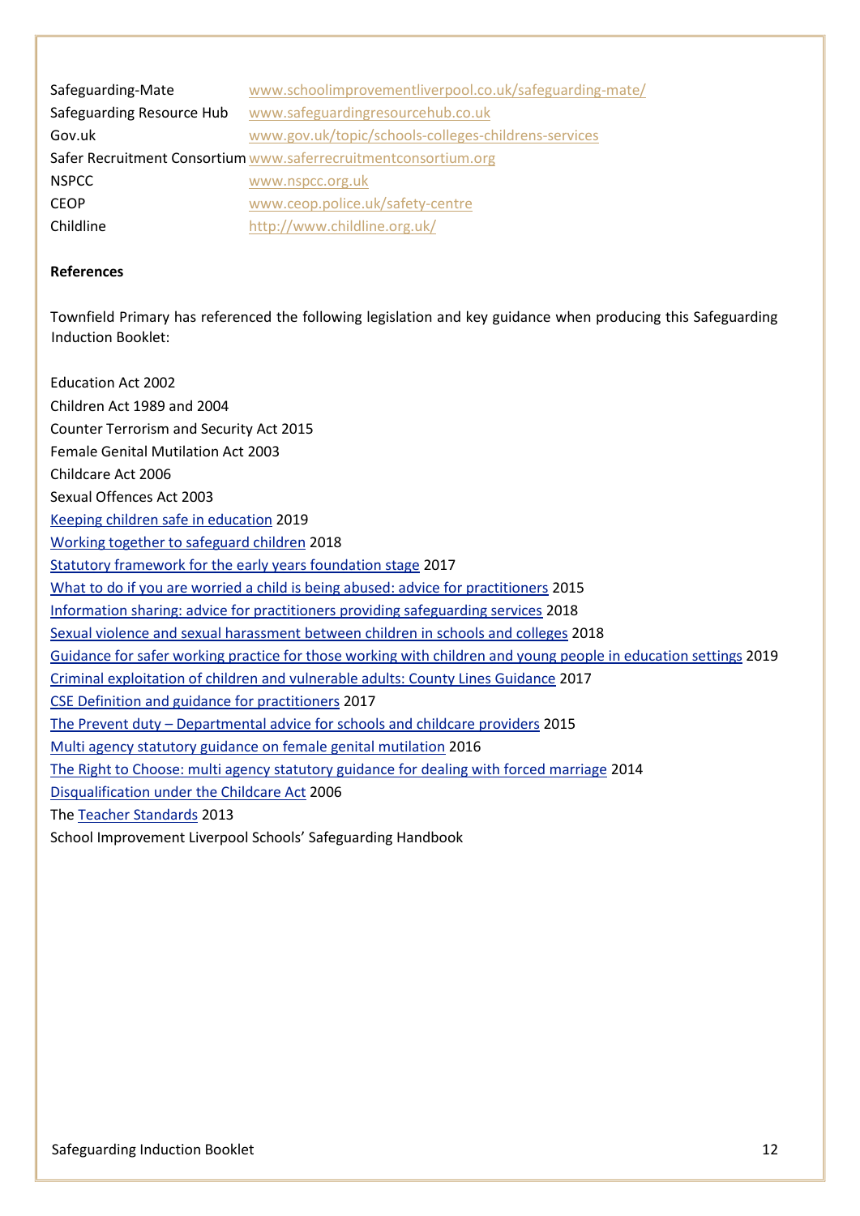| | |
|---|---|
| Safeguarding-Mate | www.schoolimprovementliverpool.co.uk/safeguarding-mate/ |
| Safeguarding Resource Hub | www.safeguardingresourcehub.co.uk |
| Gov.uk | www.gov.uk/topic/schools-colleges-childrens-services |
| Safer Recruitment Consortium | www.saferrecruitmentconsortium.org |
| NSPCC | www.nspcc.org.uk |
| CEOP | www.ceop.police.uk/safety-centre |
| Childline | http://www.childline.org.uk/ |

**References**

Townfield Primary has referenced the following legislation and key guidance when producing this Safeguarding Induction Booklet:

Education Act 2002
Children Act 1989 and 2004
Counter Terrorism and Security Act 2015
Female Genital Mutilation Act 2003
Childcare Act 2006
Sexual Offences Act 2003
Keeping children safe in education 2019
Working together to safeguard children 2018
Statutory framework for the early years foundation stage 2017
What to do if you are worried a child is being abused: advice for practitioners 2015
Information sharing: advice for practitioners providing safeguarding services 2018
Sexual violence and sexual harassment between children in schools and colleges 2018
Guidance for safer working practice for those working with children and young people in education settings 2019
Criminal exploitation of children and vulnerable adults: County Lines Guidance 2017
CSE Definition and guidance for practitioners 2017
The Prevent duty – Departmental advice for schools and childcare providers 2015
Multi agency statutory guidance on female genital mutilation 2016
The Right to Choose: multi agency statutory guidance for dealing with forced marriage 2014
Disqualification under the Childcare Act 2006
The Teacher Standards 2013
School Improvement Liverpool Schools' Safeguarding Handbook